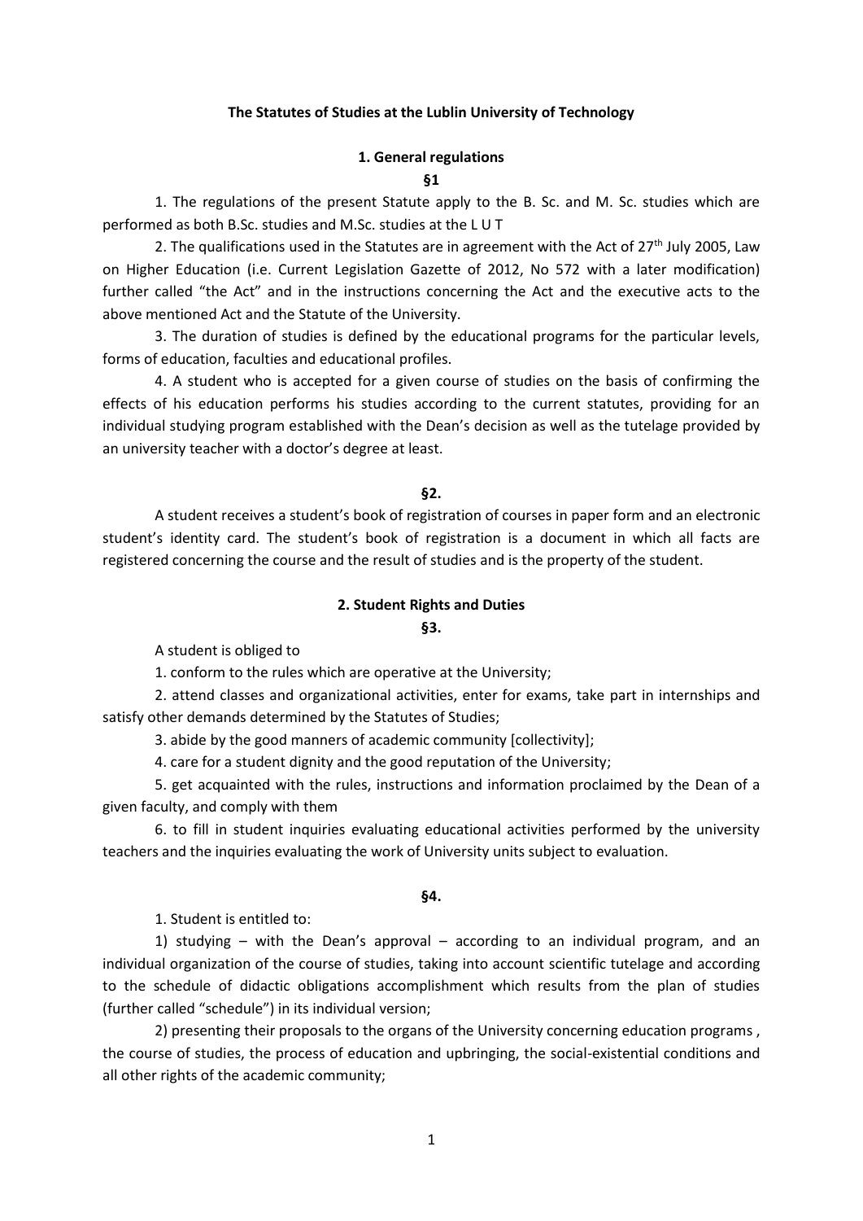# The Statutes of Studies at the Lublin University of Technology

## 1. General regulations

### §1

1. The regulations of the present Statute apply to the B. Sc. and M. Sc. studies which are performed as both B.Sc. studies and M.Sc. studies at the L U T

2. The qualifications used in the Statutes are in agreement with the Act of 27th July 2005, Law on Higher Education (i.e. Current Legislation Gazette of 2012, No 572 with a later modification) further called "the Act" and in the instructions concerning the Act and the executive acts to the above mentioned Act and the Statute of the University.

3. The duration of studies is defined by the educational programs for the particular levels, forms of education, faculties and educational profiles.

4. A student who is accepted for a given course of studies on the basis of confirming the effects of his education performs his studies according to the current statutes, providing for an individual studying program established with the Dean's decision as well as the tutelage provided by an university teacher with a doctor's degree at least.

### §2.

A student receives a student's book of registration of courses in paper form and an electronic student's identity card. The student's book of registration is a document in which all facts are registered concerning the course and the result of studies and is the property of the student.

## 2. Student Rights and Duties

### §3.

A student is obliged to

1. conform to the rules which are operative at the University;

2. attend classes and organizational activities, enter for exams, take part in internships and satisfy other demands determined by the Statutes of Studies;

3. abide by the good manners of academic community [collectivity];

4. care for a student dignity and the good reputation of the University;

5. get acquainted with the rules, instructions and information proclaimed by the Dean of a given faculty, and comply with them

6. to fill in student inquiries evaluating educational activities performed by the university teachers and the inquiries evaluating the work of University units subject to evaluation.

### §4.

1. Student is entitled to:

1) studying – with the Dean's approval – according to an individual program, and an individual organization of the course of studies, taking into account scientific tutelage and according to the schedule of didactic obligations accomplishment which results from the plan of studies (further called "schedule") in its individual version;

2) presenting their proposals to the organs of the University concerning education programs , the course of studies, the process of education and upbringing, the social-existential conditions and all other rights of the academic community;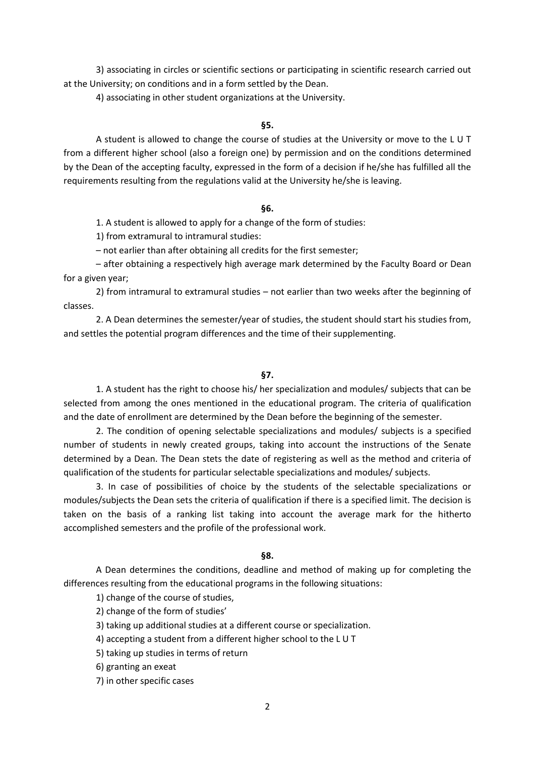3) associating in circles or scientific sections or participating in scientific research carried out at the University; on conditions and in a form settled by the Dean.

4) associating in other student organizations at the University.

### §5.

A student is allowed to change the course of studies at the University or move to the L U T from a different higher school (also a foreign one) by permission and on the conditions determined by the Dean of the accepting faculty, expressed in the form of a decision if he/she has fulfilled all the requirements resulting from the regulations valid at the University he/she is leaving.

### §6.

1. A student is allowed to apply for a change of the form of studies:

1) from extramural to intramural studies:

– not earlier than after obtaining all credits for the first semester;

– after obtaining a respectively high average mark determined by the Faculty Board or Dean for a given year;

2) from intramural to extramural studies – not earlier than two weeks after the beginning of classes.

2. A Dean determines the semester/year of studies, the student should start his studies from, and settles the potential program differences and the time of their supplementing.

### §7.

1. A student has the right to choose his/ her specialization and modules/ subjects that can be selected from among the ones mentioned in the educational program. The criteria of qualification and the date of enrollment are determined by the Dean before the beginning of the semester.

2. The condition of opening selectable specializations and modules/ subjects is a specified number of students in newly created groups, taking into account the instructions of the Senate determined by a Dean. The Dean stets the date of registering as well as the method and criteria of qualification of the students for particular selectable specializations and modules/ subjects.

3. In case of possibilities of choice by the students of the selectable specializations or modules/subjects the Dean sets the criteria of qualification if there is a specified limit. The decision is taken on the basis of a ranking list taking into account the average mark for the hitherto accomplished semesters and the profile of the professional work.

### §8.

A Dean determines the conditions, deadline and method of making up for completing the differences resulting from the educational programs in the following situations:

1) change of the course of studies,

2) change of the form of studies'

3) taking up additional studies at a different course or specialization.

4) accepting a student from a different higher school to the L U T

5) taking up studies in terms of return

6) granting an exeat

7) in other specific cases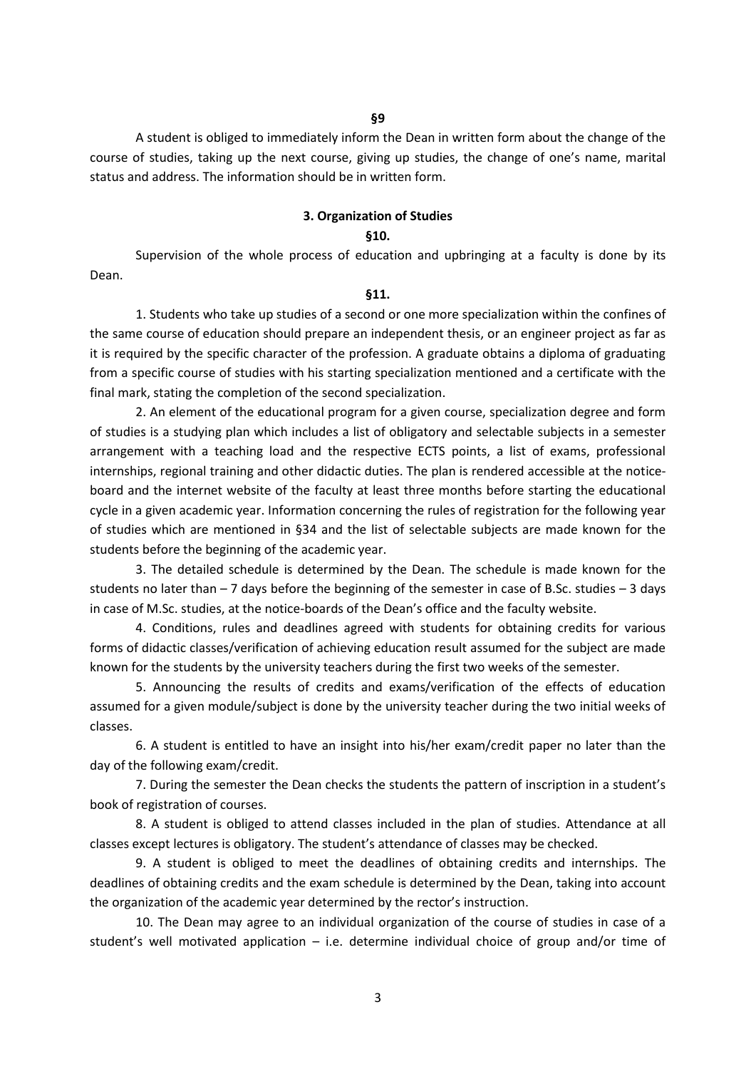**§9**

A student is obliged to immediately inform the Dean in written form about the change of the course of studies, taking up the next course, giving up studies, the change of one's name, marital status and address. The information should be in written form.

## 3. Organization of Studies

**§10.**

Supervision of the whole process of education and upbringing at a faculty is done by its Dean.

**§11.**

1. Students who take up studies of a second or one more specialization within the confines of the same course of education should prepare an independent thesis, or an engineer project as far as it is required by the specific character of the profession. A graduate obtains a diploma of graduating from a specific course of studies with his starting specialization mentioned and a certificate with the final mark, stating the completion of the second specialization.

2. An element of the educational program for a given course, specialization degree and form of studies is a studying plan which includes a list of obligatory and selectable subjects in a semester arrangement with a teaching load and the respective ECTS points, a list of exams, professional internships, regional training and other didactic duties. The plan is rendered accessible at the notice-board and the internet website of the faculty at least three months before starting the educational cycle in a given academic year. Information concerning the rules of registration for the following year of studies which are mentioned in §34 and the list of selectable subjects are made known for the students before the beginning of the academic year.

3. The detailed schedule is determined by the Dean. The schedule is made known for the students no later than – 7 days before the beginning of the semester in case of B.Sc. studies – 3 days in case of M.Sc. studies, at the notice-boards of the Dean's office and the faculty website.

4. Conditions, rules and deadlines agreed with students for obtaining credits for various forms of didactic classes/verification of achieving education result assumed for the subject are made known for the students by the university teachers during the first two weeks of the semester.

5. Announcing the results of credits and exams/verification of the effects of education assumed for a given module/subject is done by the university teacher during the two initial weeks of classes.

6. A student is entitled to have an insight into his/her exam/credit paper no later than the day of the following exam/credit.

7. During the semester the Dean checks the students the pattern of inscription in a student's book of registration of courses.

8. A student is obliged to attend classes included in the plan of studies. Attendance at all classes except lectures is obligatory. The student's attendance of classes may be checked.

9. A student is obliged to meet the deadlines of obtaining credits and internships. The deadlines of obtaining credits and the exam schedule is determined by the Dean, taking into account the organization of the academic year determined by the rector's instruction.

10. The Dean may agree to an individual organization of the course of studies in case of a student's well motivated application – i.e. determine individual choice of group and/or time of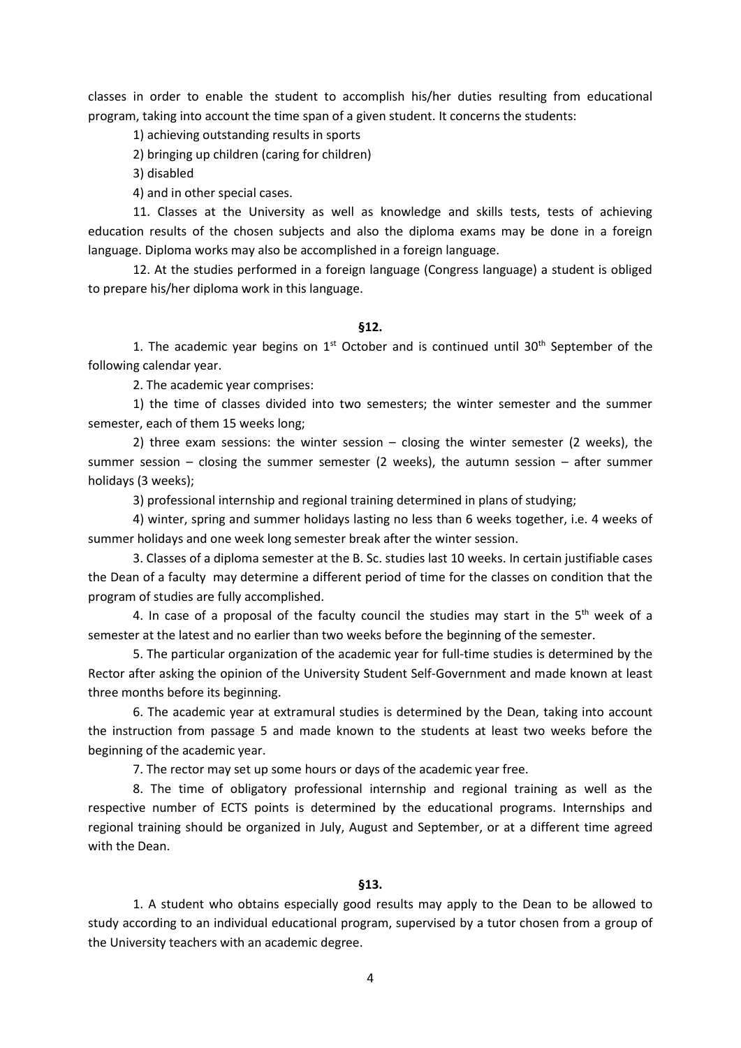classes in order to enable the student to accomplish his/her duties resulting from educational program, taking into account the time span of a given student. It concerns the students:

1) achieving outstanding results in sports

2) bringing up children (caring for children)

3) disabled

4) and in other special cases.

11. Classes at the University as well as knowledge and skills tests, tests of achieving education results of the chosen subjects and also the diploma exams may be done in a foreign language. Diploma works may also be accomplished in a foreign language.

12. At the studies performed in a foreign language (Congress language) a student is obliged to prepare his/her diploma work in this language.

**§12.**

1. The academic year begins on 1st October and is continued until 30th September of the following calendar year.

2. The academic year comprises:

1) the time of classes divided into two semesters; the winter semester and the summer semester, each of them 15 weeks long;

2) three exam sessions: the winter session – closing the winter semester (2 weeks), the summer session – closing the summer semester (2 weeks), the autumn session – after summer holidays (3 weeks);

3) professional internship and regional training determined in plans of studying;

4) winter, spring and summer holidays lasting no less than 6 weeks together, i.e. 4 weeks of summer holidays and one week long semester break after the winter session.

3. Classes of a diploma semester at the B. Sc. studies last 10 weeks. In certain justifiable cases the Dean of a faculty may determine a different period of time for the classes on condition that the program of studies are fully accomplished.

4. In case of a proposal of the faculty council the studies may start in the 5th week of a semester at the latest and no earlier than two weeks before the beginning of the semester.

5. The particular organization of the academic year for full-time studies is determined by the Rector after asking the opinion of the University Student Self-Government and made known at least three months before its beginning.

6. The academic year at extramural studies is determined by the Dean, taking into account the instruction from passage 5 and made known to the students at least two weeks before the beginning of the academic year.

7. The rector may set up some hours or days of the academic year free.

8. The time of obligatory professional internship and regional training as well as the respective number of ECTS points is determined by the educational programs. Internships and regional training should be organized in July, August and September, or at a different time agreed with the Dean.

**§13.**

1. A student who obtains especially good results may apply to the Dean to be allowed to study according to an individual educational program, supervised by a tutor chosen from a group of the University teachers with an academic degree.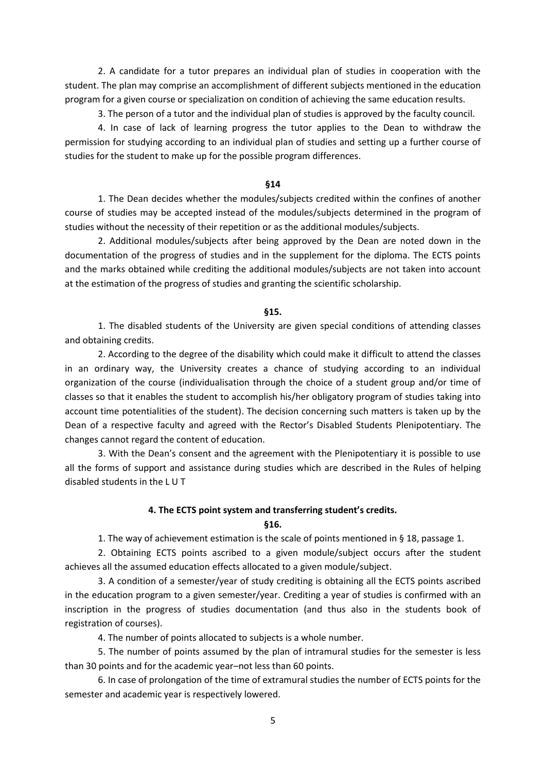2. A candidate for a tutor prepares an individual plan of studies in cooperation with the student. The plan may comprise an accomplishment of different subjects mentioned in the education program for a given course or specialization on condition of achieving the same education results.

3. The person of a tutor and the individual plan of studies is approved by the faculty council.

4. In case of lack of learning progress the tutor applies to the Dean to withdraw the permission for studying according to an individual plan of studies and setting up a further course of studies for the student to make up for the possible program differences.

**§14**

1. The Dean decides whether the modules/subjects credited within the confines of another course of studies may be accepted instead of the modules/subjects determined in the program of studies without the necessity of their repetition or as the additional modules/subjects.

2. Additional modules/subjects after being approved by the Dean are noted down in the documentation of the progress of studies and in the supplement for the diploma. The ECTS points and the marks obtained while crediting the additional modules/subjects are not taken into account at the estimation of the progress of studies and granting the scientific scholarship.

**§15.**

1. The disabled students of the University are given special conditions of attending classes and obtaining credits.

2. According to the degree of the disability which could make it difficult to attend the classes in an ordinary way, the University creates a chance of studying according to an individual organization of the course (individualisation through the choice of a student group and/or time of classes so that it enables the student to accomplish his/her obligatory program of studies taking into account time potentialities of the student). The decision concerning such matters is taken up by the Dean of a respective faculty and agreed with the Rector's Disabled Students Plenipotentiary. The changes cannot regard the content of education.

3. With the Dean's consent and the agreement with the Plenipotentiary it is possible to use all the forms of support and assistance during studies which are described in the Rules of helping disabled students in the L U T

**4. The ECTS point system and transferring student's credits.**

**§16.**

1. The way of achievement estimation is the scale of points mentioned in § 18, passage 1.

2. Obtaining ECTS points ascribed to a given module/subject occurs after the student achieves all the assumed education effects allocated to a given module/subject.

3. A condition of a semester/year of study crediting is obtaining all the ECTS points ascribed in the education program to a given semester/year. Crediting a year of studies is confirmed with an inscription in the progress of studies documentation (and thus also in the students book of registration of courses).

4. The number of points allocated to subjects is a whole number.

5. The number of points assumed by the plan of intramural studies for the semester is less than 30 points and for the academic year–not less than 60 points.

6. In case of prolongation of the time of extramural studies the number of ECTS points for the semester and academic year is respectively lowered.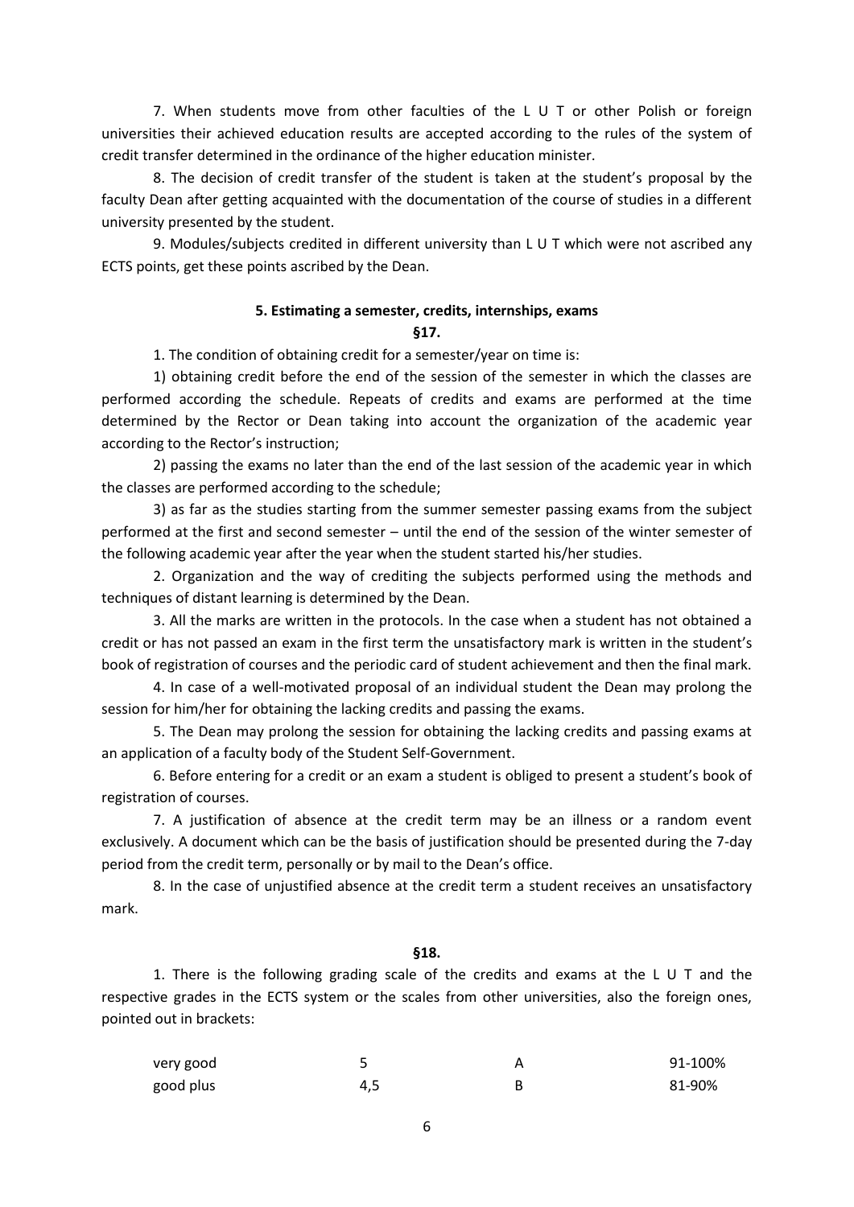7. When students move from other faculties of the L U T or other Polish or foreign universities their achieved education results are accepted according to the rules of the system of credit transfer determined in the ordinance of the higher education minister.

8. The decision of credit transfer of the student is taken at the student's proposal by the faculty Dean after getting acquainted with the documentation of the course of studies in a different university presented by the student.

9. Modules/subjects credited in different university than L U T which were not ascribed any ECTS points, get these points ascribed by the Dean.

### 5. Estimating a semester, credits, internships, exams

**§17.**

1. The condition of obtaining credit for a semester/year on time is:

1) obtaining credit before the end of the session of the semester in which the classes are performed according the schedule. Repeats of credits and exams are performed at the time determined by the Rector or Dean taking into account the organization of the academic year according to the Rector's instruction;

2) passing the exams no later than the end of the last session of the academic year in which the classes are performed according to the schedule;

3) as far as the studies starting from the summer semester passing exams from the subject performed at the first and second semester – until the end of the session of the winter semester of the following academic year after the year when the student started his/her studies.

2. Organization and the way of crediting the subjects performed using the methods and techniques of distant learning is determined by the Dean.

3. All the marks are written in the protocols. In the case when a student has not obtained a credit or has not passed an exam in the first term the unsatisfactory mark is written in the student's book of registration of courses and the periodic card of student achievement and then the final mark.

4. In case of a well-motivated proposal of an individual student the Dean may prolong the session for him/her for obtaining the lacking credits and passing the exams.

5. The Dean may prolong the session for obtaining the lacking credits and passing exams at an application of a faculty body of the Student Self-Government.

6. Before entering for a credit or an exam a student is obliged to present a student's book of registration of courses.

7. A justification of absence at the credit term may be an illness or a random event exclusively. A document which can be the basis of justification should be presented during the 7-day period from the credit term, personally or by mail to the Dean's office.

8. In the case of unjustified absence at the credit term a student receives an unsatisfactory mark.

**§18.**

1. There is the following grading scale of the credits and exams at the L U T and the respective grades in the ECTS system or the scales from other universities, also the foreign ones, pointed out in brackets:

| | | | |
|---|---|---|---|
| very good | 5 | A | 91-100% |
| good plus | 4,5 | B | 81-90% |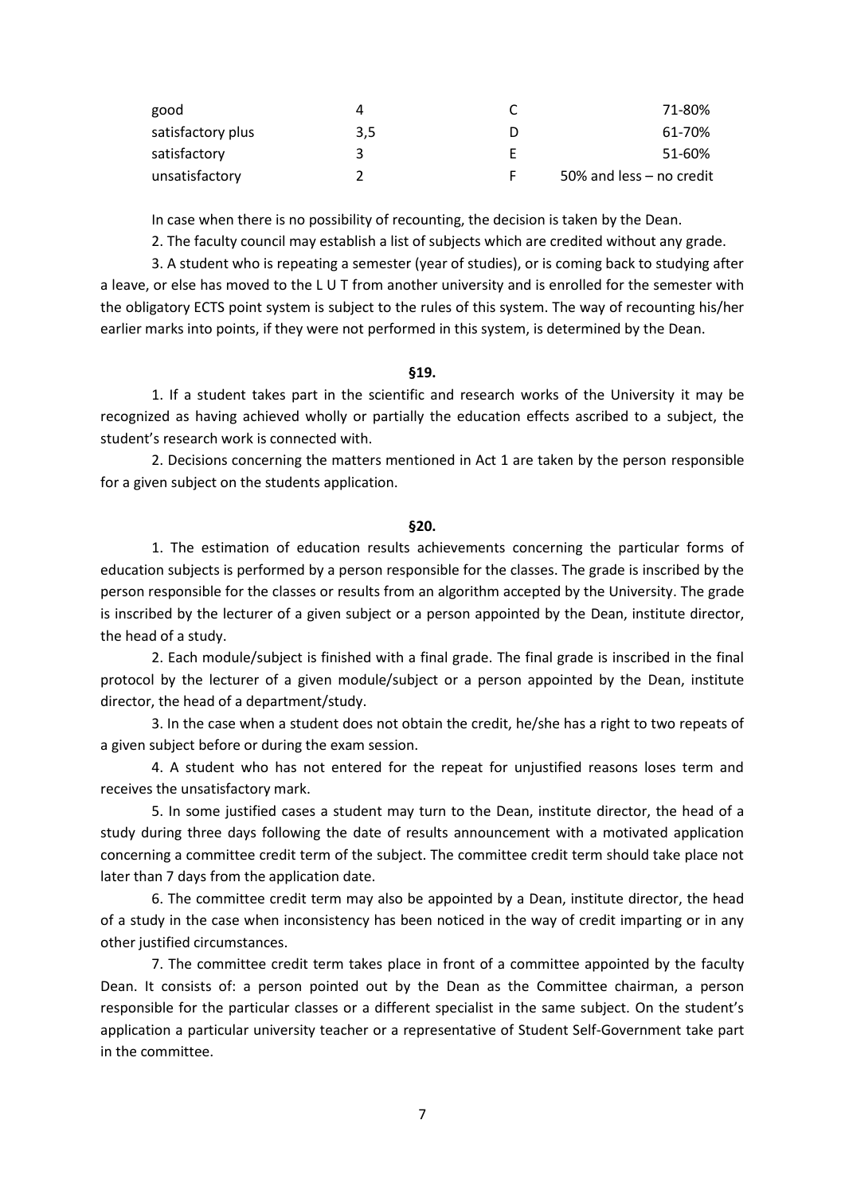| good | 4 | C | 71-80% |
|---|---|---|---|
| satisfactory plus | 3,5 | D | 61-70% |
| satisfactory | 3 | E | 51-60% |
| unsatisfactory | 2 | F | 50% and less – no credit |

In case when there is no possibility of recounting, the decision is taken by the Dean.

2. The faculty council may establish a list of subjects which are credited without any grade.

3. A student who is repeating a semester (year of studies), or is coming back to studying after a leave, or else has moved to the L U T from another university and is enrolled for the semester with the obligatory ECTS point system is subject to the rules of this system. The way of recounting his/her earlier marks into points, if they were not performed in this system, is determined by the Dean.

**§19.**

1. If a student takes part in the scientific and research works of the University it may be recognized as having achieved wholly or partially the education effects ascribed to a subject, the student's research work is connected with.

2. Decisions concerning the matters mentioned in Act 1 are taken by the person responsible for a given subject on the students application.

**§20.**

1. The estimation of education results achievements concerning the particular forms of education subjects is performed by a person responsible for the classes. The grade is inscribed by the person responsible for the classes or results from an algorithm accepted by the University. The grade is inscribed by the lecturer of a given subject or a person appointed by the Dean, institute director, the head of a study.

2. Each module/subject is finished with a final grade. The final grade is inscribed in the final protocol by the lecturer of a given module/subject or a person appointed by the Dean, institute director, the head of a department/study.

3. In the case when a student does not obtain the credit, he/she has a right to two repeats of a given subject before or during the exam session.

4. A student who has not entered for the repeat for unjustified reasons loses term and receives the unsatisfactory mark.

5. In some justified cases a student may turn to the Dean, institute director, the head of a study during three days following the date of results announcement with a motivated application concerning a committee credit term of the subject. The committee credit term should take place not later than 7 days from the application date.

6. The committee credit term may also be appointed by a Dean, institute director, the head of a study in the case when inconsistency has been noticed in the way of credit imparting or in any other justified circumstances.

7. The committee credit term takes place in front of a committee appointed by the faculty Dean. It consists of: a person pointed out by the Dean as the Committee chairman, a person responsible for the particular classes or a different specialist in the same subject. On the student's application a particular university teacher or a representative of Student Self-Government take part in the committee.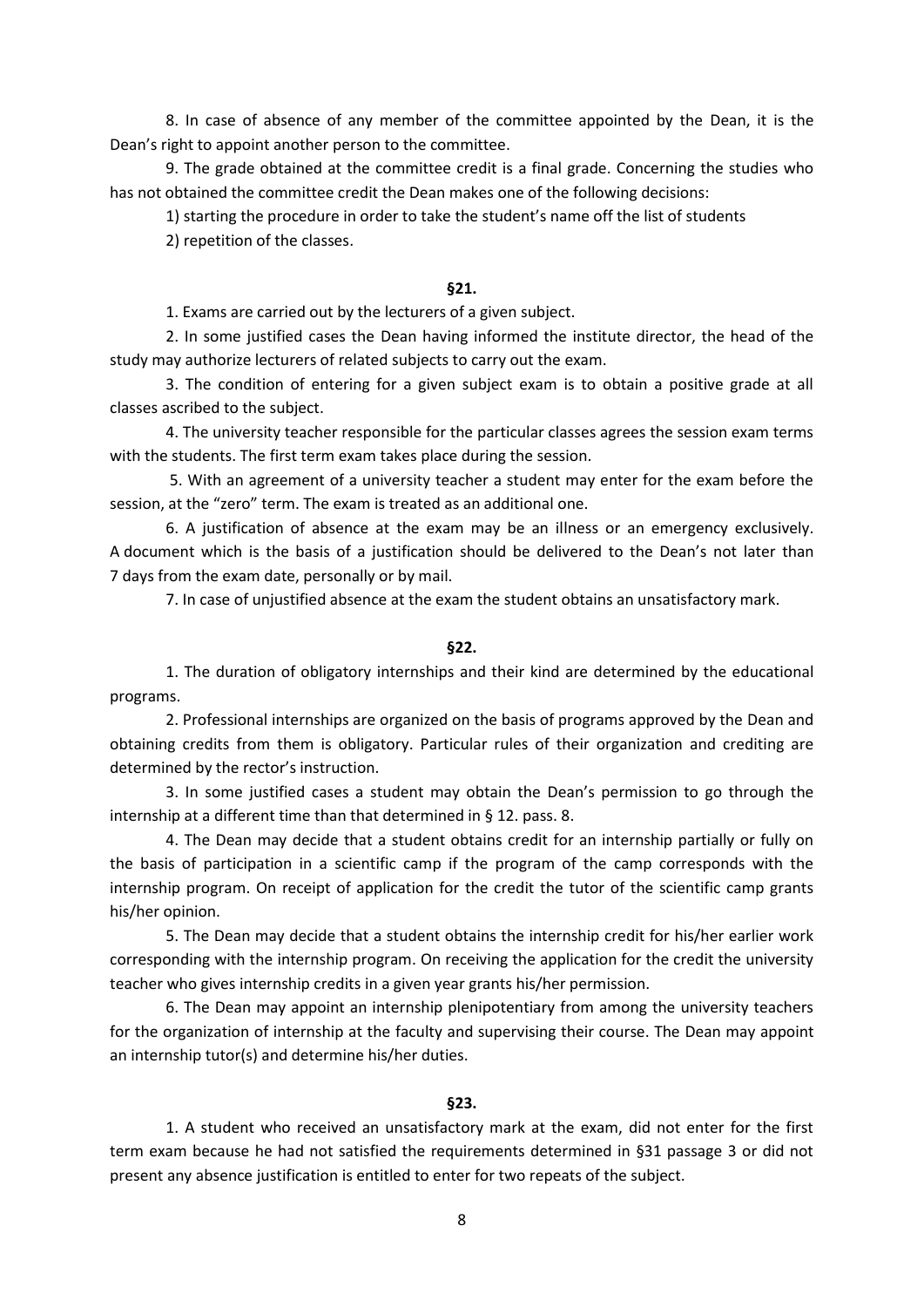8. In case of absence of any member of the committee appointed by the Dean, it is the Dean's right to appoint another person to the committee.

9. The grade obtained at the committee credit is a final grade. Concerning the studies who has not obtained the committee credit the Dean makes one of the following decisions:

1) starting the procedure in order to take the student's name off the list of students

2) repetition of the classes.

**§21.**

1. Exams are carried out by the lecturers of a given subject.

2. In some justified cases the Dean having informed the institute director, the head of the study may authorize lecturers of related subjects to carry out the exam.

3. The condition of entering for a given subject exam is to obtain a positive grade at all classes ascribed to the subject.

4. The university teacher responsible for the particular classes agrees the session exam terms with the students. The first term exam takes place during the session.

5. With an agreement of a university teacher a student may enter for the exam before the session, at the "zero" term. The exam is treated as an additional one.

6. A justification of absence at the exam may be an illness or an emergency exclusively. A document which is the basis of a justification should be delivered to the Dean's not later than 7 days from the exam date, personally or by mail.

7. In case of unjustified absence at the exam the student obtains an unsatisfactory mark.

**§22.**

1. The duration of obligatory internships and their kind are determined by the educational programs.

2. Professional internships are organized on the basis of programs approved by the Dean and obtaining credits from them is obligatory. Particular rules of their organization and crediting are determined by the rector's instruction.

3. In some justified cases a student may obtain the Dean's permission to go through the internship at a different time than that determined in § 12. pass. 8.

4. The Dean may decide that a student obtains credit for an internship partially or fully on the basis of participation in a scientific camp if the program of the camp corresponds with the internship program. On receipt of application for the credit the tutor of the scientific camp grants his/her opinion.

5. The Dean may decide that a student obtains the internship credit for his/her earlier work corresponding with the internship program. On receiving the application for the credit the university teacher who gives internship credits in a given year grants his/her permission.

6. The Dean may appoint an internship plenipotentiary from among the university teachers for the organization of internship at the faculty and supervising their course. The Dean may appoint an internship tutor(s) and determine his/her duties.

**§23.**

1. A student who received an unsatisfactory mark at the exam, did not enter for the first term exam because he had not satisfied the requirements determined in §31 passage 3 or did not present any absence justification is entitled to enter for two repeats of the subject.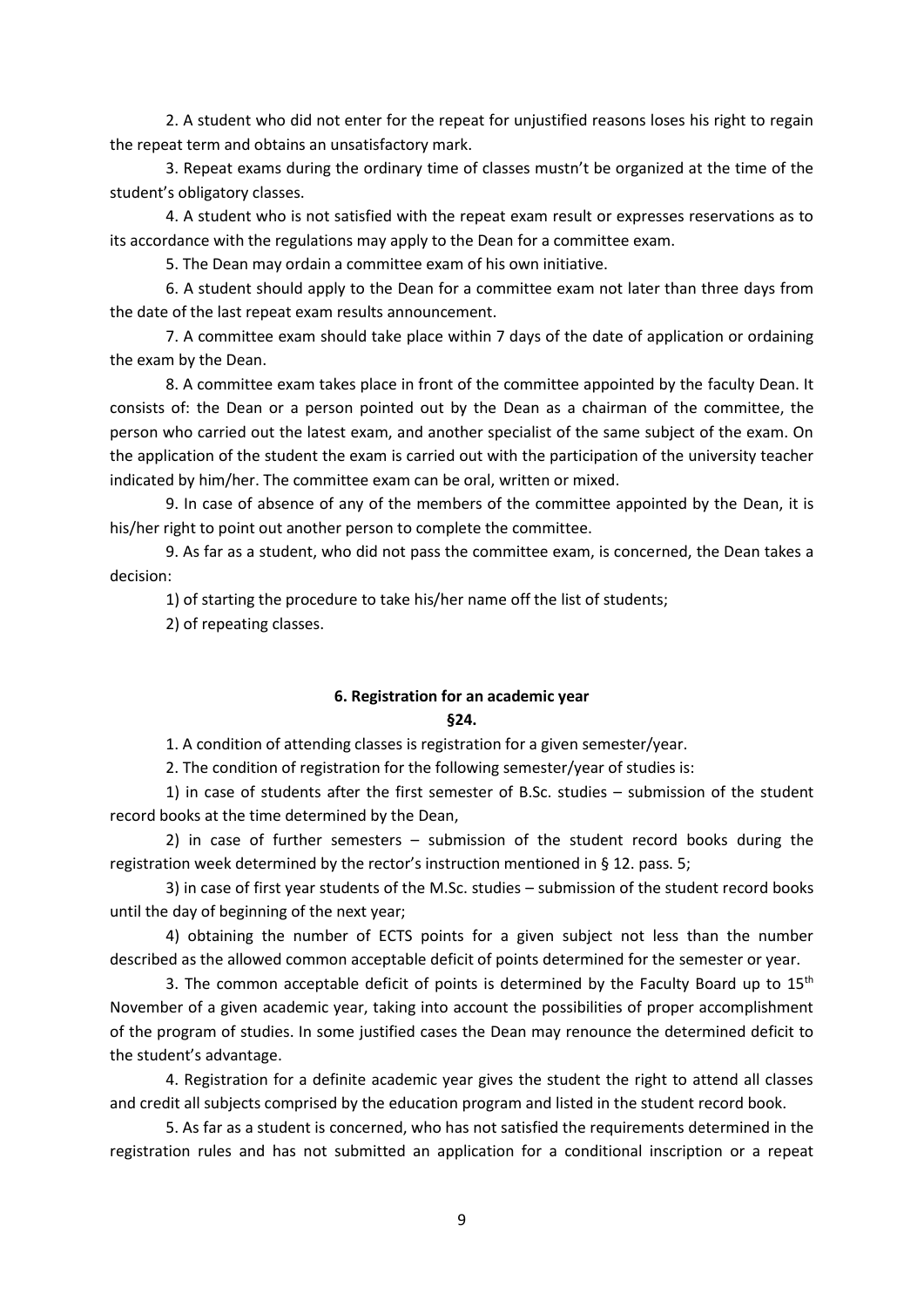2. A student who did not enter for the repeat for unjustified reasons loses his right to regain the repeat term and obtains an unsatisfactory mark.

3. Repeat exams during the ordinary time of classes mustn't be organized at the time of the student's obligatory classes.

4. A student who is not satisfied with the repeat exam result or expresses reservations as to its accordance with the regulations may apply to the Dean for a committee exam.

5. The Dean may ordain a committee exam of his own initiative.

6. A student should apply to the Dean for a committee exam not later than three days from the date of the last repeat exam results announcement.

7. A committee exam should take place within 7 days of the date of application or ordaining the exam by the Dean.

8. A committee exam takes place in front of the committee appointed by the faculty Dean. It consists of: the Dean or a person pointed out by the Dean as a chairman of the committee, the person who carried out the latest exam, and another specialist of the same subject of the exam. On the application of the student the exam is carried out with the participation of the university teacher indicated by him/her. The committee exam can be oral, written or mixed.

9. In case of absence of any of the members of the committee appointed by the Dean, it is his/her right to point out another person to complete the committee.

9. As far as a student, who did not pass the committee exam, is concerned, the Dean takes a decision:

1) of starting the procedure to take his/her name off the list of students;

2) of repeating classes.

### 6. Registration for an academic year

**§24.**

1. A condition of attending classes is registration for a given semester/year.

2. The condition of registration for the following semester/year of studies is:

1) in case of students after the first semester of B.Sc. studies – submission of the student record books at the time determined by the Dean,

2) in case of further semesters – submission of the student record books during the registration week determined by the rector's instruction mentioned in § 12. pass. 5;

3) in case of first year students of the M.Sc. studies – submission of the student record books until the day of beginning of the next year;

4) obtaining the number of ECTS points for a given subject not less than the number described as the allowed common acceptable deficit of points determined for the semester or year.

3. The common acceptable deficit of points is determined by the Faculty Board up to 15th November of a given academic year, taking into account the possibilities of proper accomplishment of the program of studies. In some justified cases the Dean may renounce the determined deficit to the student's advantage.

4. Registration for a definite academic year gives the student the right to attend all classes and credit all subjects comprised by the education program and listed in the student record book.

5. As far as a student is concerned, who has not satisfied the requirements determined in the registration rules and has not submitted an application for a conditional inscription or a repeat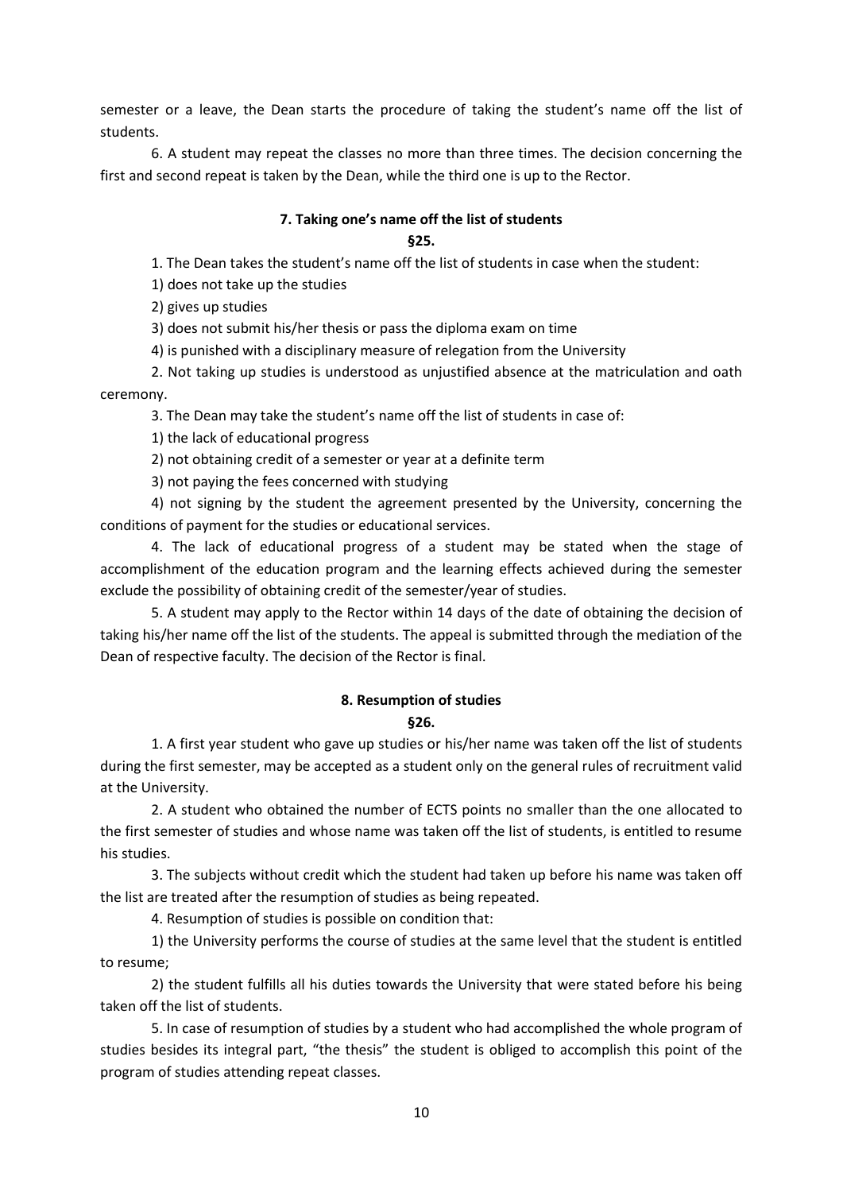semester or a leave, the Dean starts the procedure of taking the student's name off the list of students.

6. A student may repeat the classes no more than three times. The decision concerning the first and second repeat is taken by the Dean, while the third one is up to the Rector.

### 7. Taking one's name off the list of students

**§25.**

1. The Dean takes the student's name off the list of students in case when the student:

1) does not take up the studies

2) gives up studies

3) does not submit his/her thesis or pass the diploma exam on time

4) is punished with a disciplinary measure of relegation from the University

2. Not taking up studies is understood as unjustified absence at the matriculation and oath ceremony.

3. The Dean may take the student's name off the list of students in case of:

1) the lack of educational progress

2) not obtaining credit of a semester or year at a definite term

3) not paying the fees concerned with studying

4) not signing by the student the agreement presented by the University, concerning the conditions of payment for the studies or educational services.

4. The lack of educational progress of a student may be stated when the stage of accomplishment of the education program and the learning effects achieved during the semester exclude the possibility of obtaining credit of the semester/year of studies.

5. A student may apply to the Rector within 14 days of the date of obtaining the decision of taking his/her name off the list of the students. The appeal is submitted through the mediation of the Dean of respective faculty. The decision of the Rector is final.

### 8. Resumption of studies

**§26.**

1. A first year student who gave up studies or his/her name was taken off the list of students during the first semester, may be accepted as a student only on the general rules of recruitment valid at the University.

2. A student who obtained the number of ECTS points no smaller than the one allocated to the first semester of studies and whose name was taken off the list of students, is entitled to resume his studies.

3. The subjects without credit which the student had taken up before his name was taken off the list are treated after the resumption of studies as being repeated.

4. Resumption of studies is possible on condition that:

1) the University performs the course of studies at the same level that the student is entitled to resume;

2) the student fulfills all his duties towards the University that were stated before his being taken off the list of students.

5. In case of resumption of studies by a student who had accomplished the whole program of studies besides its integral part, "the thesis" the student is obliged to accomplish this point of the program of studies attending repeat classes.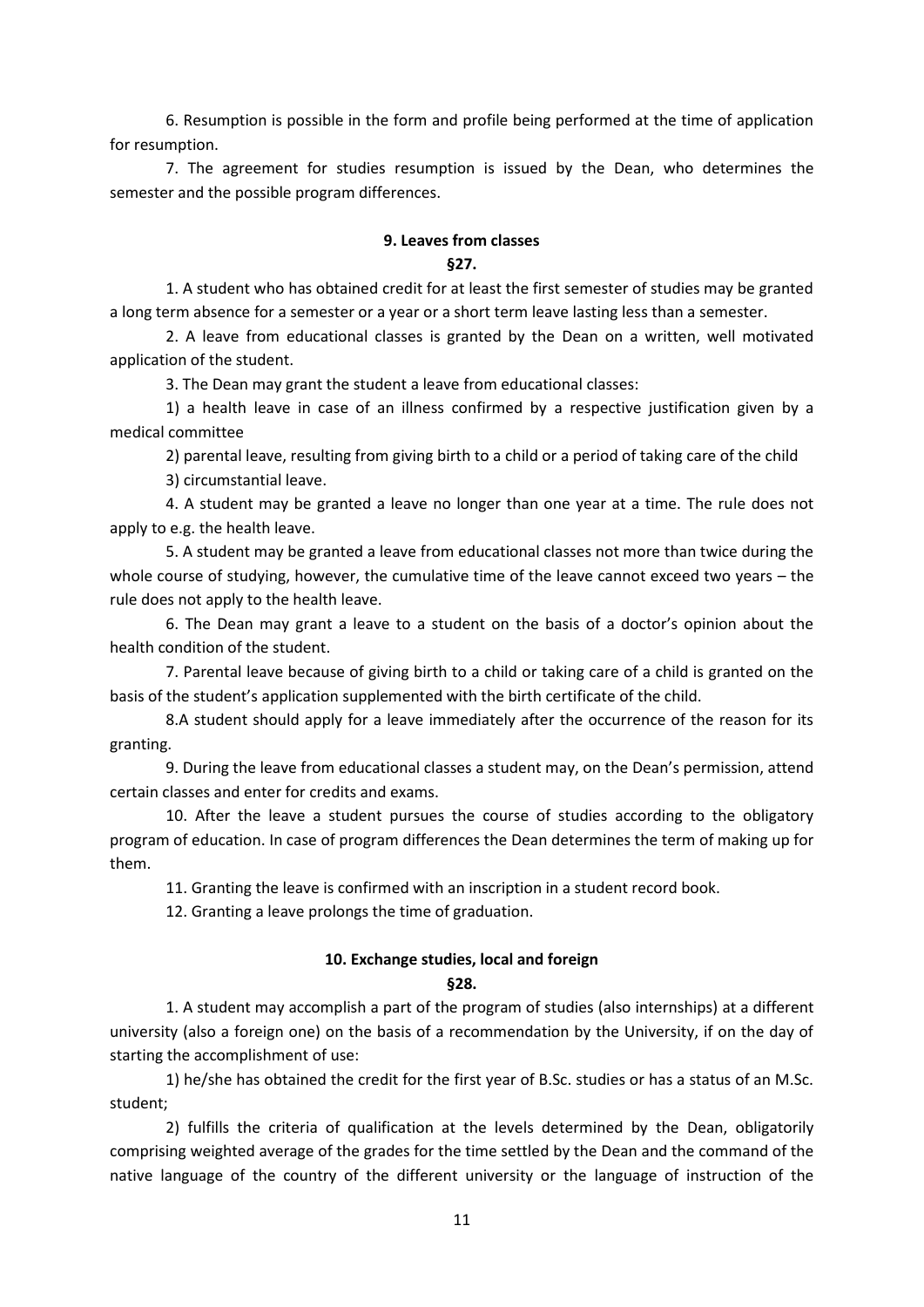6. Resumption is possible in the form and profile being performed at the time of application for resumption.

7. The agreement for studies resumption is issued by the Dean, who determines the semester and the possible program differences.

## 9. Leaves from classes

### §27.

1. A student who has obtained credit for at least the first semester of studies may be granted a long term absence for a semester or a year or a short term leave lasting less than a semester.

2. A leave from educational classes is granted by the Dean on a written, well motivated application of the student.

3. The Dean may grant the student a leave from educational classes:

1) a health leave in case of an illness confirmed by a respective justification given by a medical committee

2) parental leave, resulting from giving birth to a child or a period of taking care of the child

3) circumstantial leave.

4. A student may be granted a leave no longer than one year at a time. The rule does not apply to e.g. the health leave.

5. A student may be granted a leave from educational classes not more than twice during the whole course of studying, however, the cumulative time of the leave cannot exceed two years – the rule does not apply to the health leave.

6. The Dean may grant a leave to a student on the basis of a doctor's opinion about the health condition of the student.

7. Parental leave because of giving birth to a child or taking care of a child is granted on the basis of the student's application supplemented with the birth certificate of the child.

8.A student should apply for a leave immediately after the occurrence of the reason for its granting.

9. During the leave from educational classes a student may, on the Dean's permission, attend certain classes and enter for credits and exams.

10. After the leave a student pursues the course of studies according to the obligatory program of education. In case of program differences the Dean determines the term of making up for them.

11. Granting the leave is confirmed with an inscription in a student record book.

12. Granting a leave prolongs the time of graduation.

## 10. Exchange studies, local and foreign

### §28.

1. A student may accomplish a part of the program of studies (also internships) at a different university (also a foreign one) on the basis of a recommendation by the University, if on the day of starting the accomplishment of use:

1) he/she has obtained the credit for the first year of B.Sc. studies or has a status of an M.Sc. student;

2) fulfills the criteria of qualification at the levels determined by the Dean, obligatorily comprising weighted average of the grades for the time settled by the Dean and the command of the native language of the country of the different university or the language of instruction of the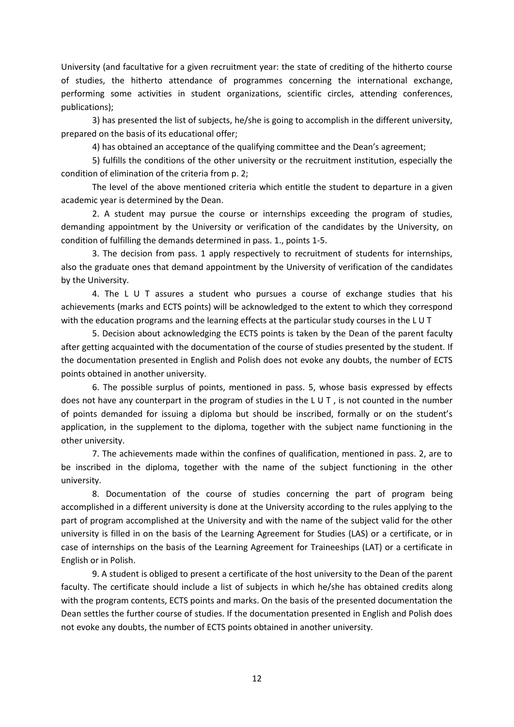University (and facultative for a given recruitment year: the state of crediting of the hitherto course of studies, the hitherto attendance of programmes concerning the international exchange, performing some activities in student organizations, scientific circles, attending conferences, publications);

3) has presented the list of subjects, he/she is going to accomplish in the different university, prepared on the basis of its educational offer;

4) has obtained an acceptance of the qualifying committee and the Dean's agreement;

5) fulfills the conditions of the other university or the recruitment institution, especially the condition of elimination of the criteria from p. 2;

The level of the above mentioned criteria which entitle the student to departure in a given academic year is determined by the Dean.

2. A student may pursue the course or internships exceeding the program of studies, demanding appointment by the University or verification of the candidates by the University, on condition of fulfilling the demands determined in pass. 1., points 1-5.

3. The decision from pass. 1 apply respectively to recruitment of students for internships, also the graduate ones that demand appointment by the University of verification of the candidates by the University.

4. The L U T assures a student who pursues a course of exchange studies that his achievements (marks and ECTS points) will be acknowledged to the extent to which they correspond with the education programs and the learning effects at the particular study courses in the L U T

5. Decision about acknowledging the ECTS points is taken by the Dean of the parent faculty after getting acquainted with the documentation of the course of studies presented by the student. If the documentation presented in English and Polish does not evoke any doubts, the number of ECTS points obtained in another university.

6. The possible surplus of points, mentioned in pass. 5, whose basis expressed by effects does not have any counterpart in the program of studies in the L U T , is not counted in the number of points demanded for issuing a diploma but should be inscribed, formally or on the student's application, in the supplement to the diploma, together with the subject name functioning in the other university.

7. The achievements made within the confines of qualification, mentioned in pass. 2, are to be inscribed in the diploma, together with the name of the subject functioning in the other university.

8. Documentation of the course of studies concerning the part of program being accomplished in a different university is done at the University according to the rules applying to the part of program accomplished at the University and with the name of the subject valid for the other university is filled in on the basis of the Learning Agreement for Studies (LAS) or a certificate, or in case of internships on the basis of the Learning Agreement for Traineeships (LAT) or a certificate in English or in Polish.

9. A student is obliged to present a certificate of the host university to the Dean of the parent faculty. The certificate should include a list of subjects in which he/she has obtained credits along with the program contents, ECTS points and marks. On the basis of the presented documentation the Dean settles the further course of studies. If the documentation presented in English and Polish does not evoke any doubts, the number of ECTS points obtained in another university.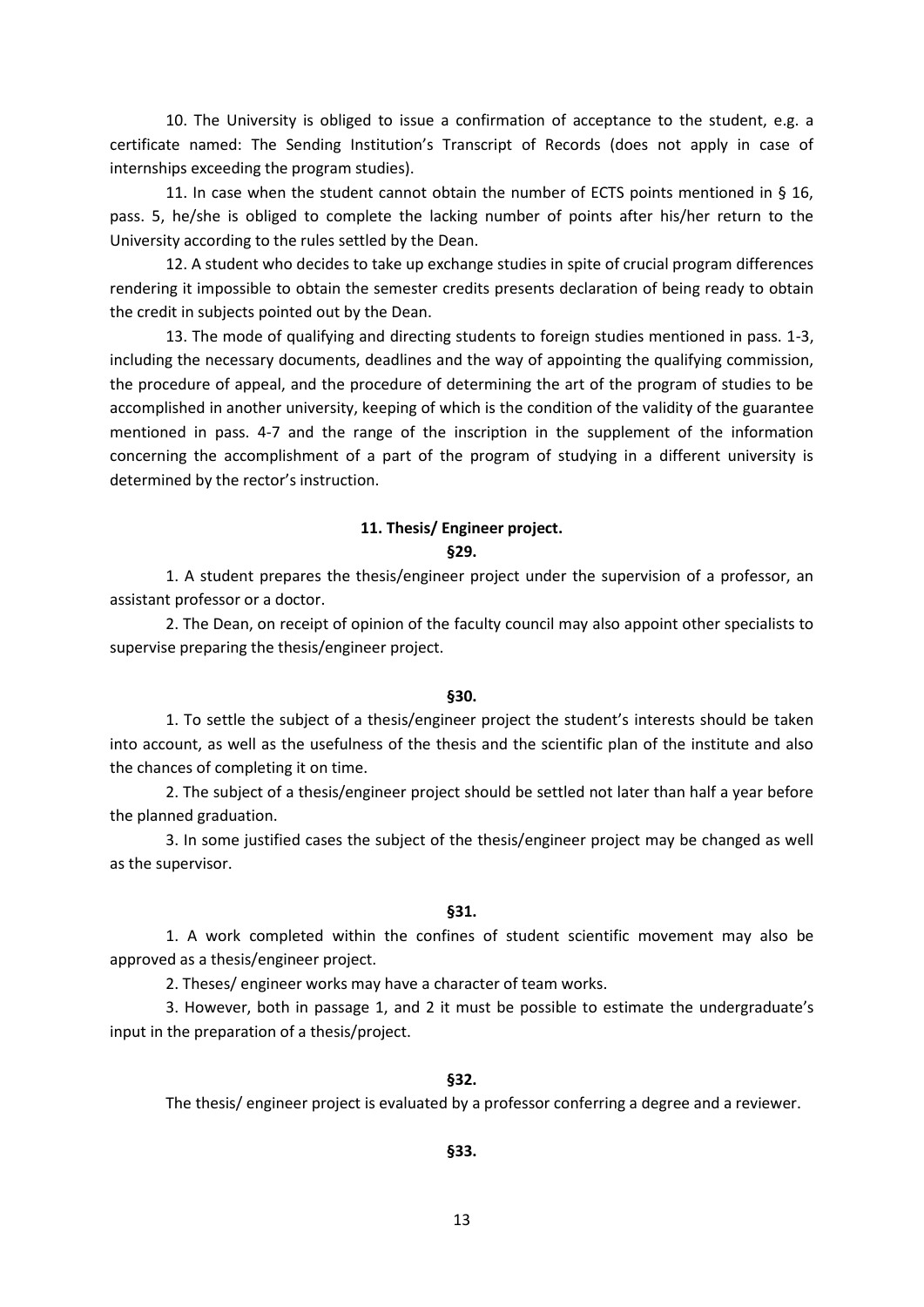10. The University is obliged to issue a confirmation of acceptance to the student, e.g. a certificate named: The Sending Institution's Transcript of Records (does not apply in case of internships exceeding the program studies).

11. In case when the student cannot obtain the number of ECTS points mentioned in § 16, pass. 5, he/she is obliged to complete the lacking number of points after his/her return to the University according to the rules settled by the Dean.

12. A student who decides to take up exchange studies in spite of crucial program differences rendering it impossible to obtain the semester credits presents declaration of being ready to obtain the credit in subjects pointed out by the Dean.

13. The mode of qualifying and directing students to foreign studies mentioned in pass. 1-3, including the necessary documents, deadlines and the way of appointing the qualifying commission, the procedure of appeal, and the procedure of determining the art of the program of studies to be accomplished in another university, keeping of which is the condition of the validity of the guarantee mentioned in pass. 4-7 and the range of the inscription in the supplement of the information concerning the accomplishment of a part of the program of studying in a different university is determined by the rector's instruction.

## 11. Thesis/ Engineer project.

### §29.

1. A student prepares the thesis/engineer project under the supervision of a professor, an assistant professor or a doctor.

2. The Dean, on receipt of opinion of the faculty council may also appoint other specialists to supervise preparing the thesis/engineer project.

### §30.

1. To settle the subject of a thesis/engineer project the student's interests should be taken into account, as well as the usefulness of the thesis and the scientific plan of the institute and also the chances of completing it on time.

2. The subject of a thesis/engineer project should be settled not later than half a year before the planned graduation.

3. In some justified cases the subject of the thesis/engineer project may be changed as well as the supervisor.

### §31.

1. A work completed within the confines of student scientific movement may also be approved as a thesis/engineer project.

2. Theses/ engineer works may have a character of team works.

3. However, both in passage 1, and 2 it must be possible to estimate the undergraduate's input in the preparation of a thesis/project.

### §32.

The thesis/ engineer project is evaluated by a professor conferring a degree and a reviewer.

### §33.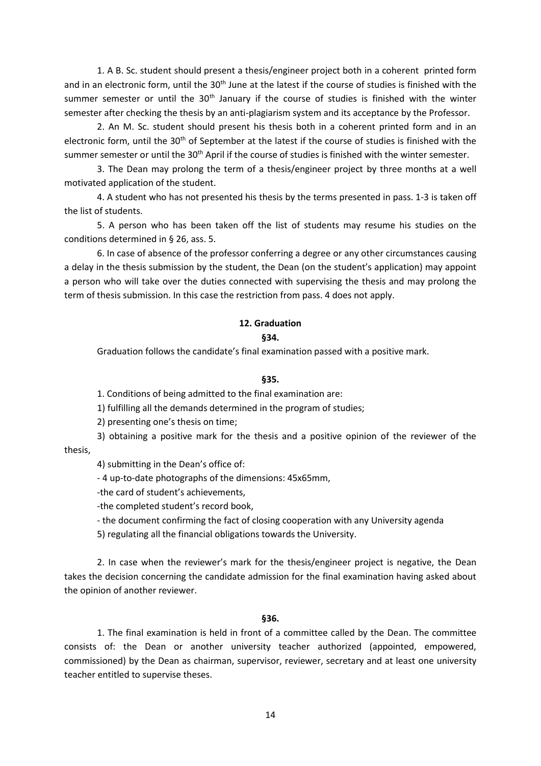1. A B. Sc. student should present a thesis/engineer project both in a coherent printed form and in an electronic form, until the 30th June at the latest if the course of studies is finished with the summer semester or until the 30th January if the course of studies is finished with the winter semester after checking the thesis by an anti-plagiarism system and its acceptance by the Professor.

2. An M. Sc. student should present his thesis both in a coherent printed form and in an electronic form, until the 30th of September at the latest if the course of studies is finished with the summer semester or until the 30th April if the course of studies is finished with the winter semester.

3. The Dean may prolong the term of a thesis/engineer project by three months at a well motivated application of the student.

4. A student who has not presented his thesis by the terms presented in pass. 1-3 is taken off the list of students.

5. A person who has been taken off the list of students may resume his studies on the conditions determined in § 26, ass. 5.

6. In case of absence of the professor conferring a degree or any other circumstances causing a delay in the thesis submission by the student, the Dean (on the student's application) may appoint a person who will take over the duties connected with supervising the thesis and may prolong the term of thesis submission. In this case the restriction from pass. 4 does not apply.

## 12. Graduation

### §34.

Graduation follows the candidate's final examination passed with a positive mark.

### §35.

1. Conditions of being admitted to the final examination are:

1) fulfilling all the demands determined in the program of studies;

2) presenting one's thesis on time;

3) obtaining a positive mark for the thesis and a positive opinion of the reviewer of the thesis,

4) submitting in the Dean's office of:

- 4 up-to-date photographs of the dimensions: 45x65mm,
- the card of student's achievements,
- the completed student's record book,
- the document confirming the fact of closing cooperation with any University agenda

5) regulating all the financial obligations towards the University.

2. In case when the reviewer's mark for the thesis/engineer project is negative, the Dean takes the decision concerning the candidate admission for the final examination having asked about the opinion of another reviewer.

### §36.

1. The final examination is held in front of a committee called by the Dean. The committee consists of: the Dean or another university teacher authorized (appointed, empowered, commissioned) by the Dean as chairman, supervisor, reviewer, secretary and at least one university teacher entitled to supervise theses.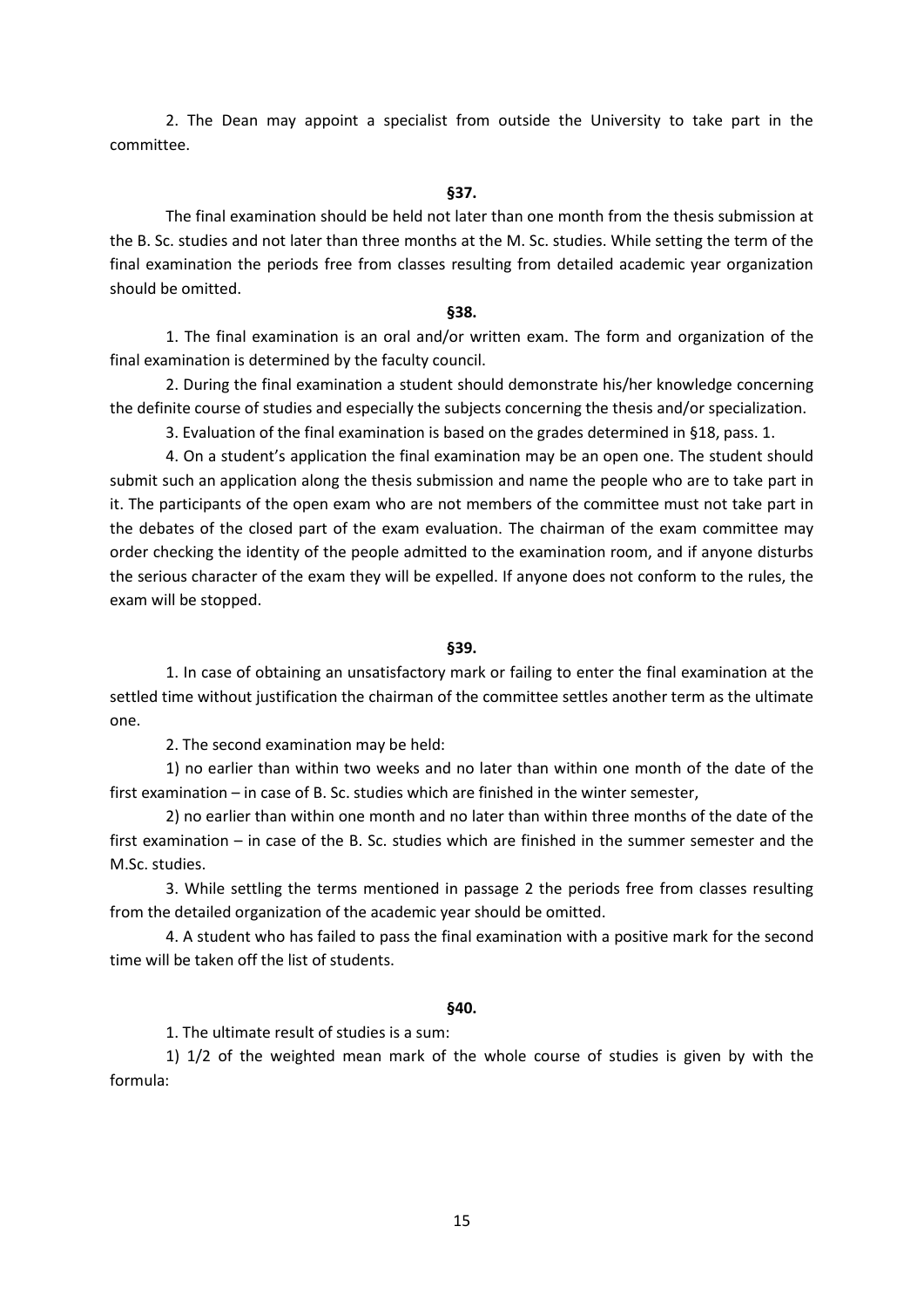2. The Dean may appoint a specialist from outside the University to take part in the committee.

### §37.

The final examination should be held not later than one month from the thesis submission at the B. Sc. studies and not later than three months at the M. Sc. studies. While setting the term of the final examination the periods free from classes resulting from detailed academic year organization should be omitted.

### §38.

1. The final examination is an oral and/or written exam. The form and organization of the final examination is determined by the faculty council.

2. During the final examination a student should demonstrate his/her knowledge concerning the definite course of studies and especially the subjects concerning the thesis and/or specialization.

3. Evaluation of the final examination is based on the grades determined in §18, pass. 1.

4. On a student's application the final examination may be an open one. The student should submit such an application along the thesis submission and name the people who are to take part in it. The participants of the open exam who are not members of the committee must not take part in the debates of the closed part of the exam evaluation. The chairman of the exam committee may order checking the identity of the people admitted to the examination room, and if anyone disturbs the serious character of the exam they will be expelled. If anyone does not conform to the rules, the exam will be stopped.

### §39.

1. In case of obtaining an unsatisfactory mark or failing to enter the final examination at the settled time without justification the chairman of the committee settles another term as the ultimate one.

2. The second examination may be held:

1) no earlier than within two weeks and no later than within one month of the date of the first examination – in case of B. Sc. studies which are finished in the winter semester,

2) no earlier than within one month and no later than within three months of the date of the first examination – in case of the B. Sc. studies which are finished in the summer semester and the M.Sc. studies.

3. While settling the terms mentioned in passage 2 the periods free from classes resulting from the detailed organization of the academic year should be omitted.

4. A student who has failed to pass the final examination with a positive mark for the second time will be taken off the list of students.

### §40.

1. The ultimate result of studies is a sum:

1) 1/2 of the weighted mean mark of the whole course of studies is given by with the formula: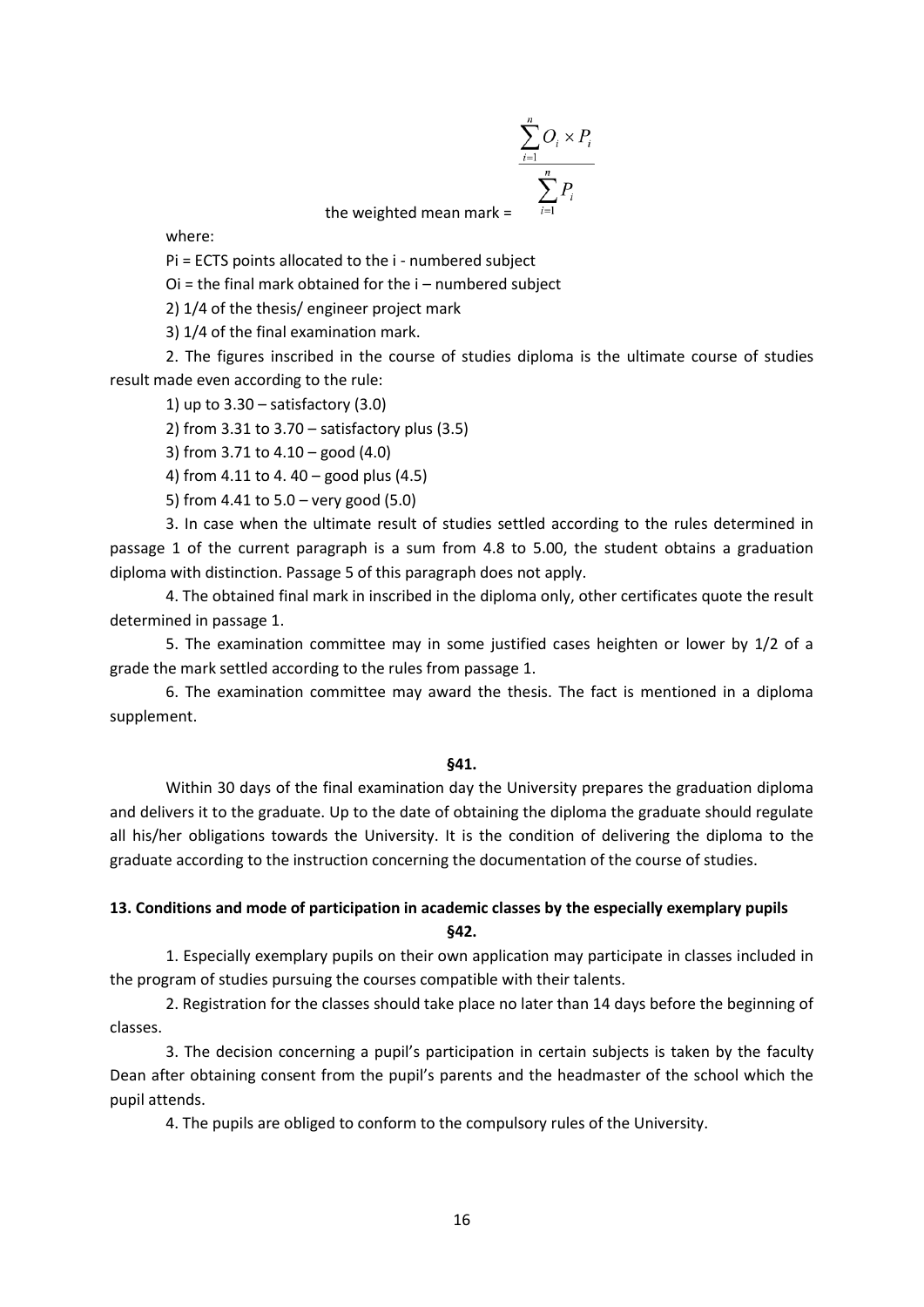$$\text{the weighted mean mark} = \frac{\sum_{i=1}^{n} O_i \times P_i}{\sum_{i=1}^{n} P_i}$$

where:

$P_i$ = ECTS points allocated to the i - numbered subject

$O_i$ = the final mark obtained for the i – numbered subject

2) 1/4 of the thesis/ engineer project mark

3) 1/4 of the final examination mark.

2. The figures inscribed in the course of studies diploma is the ultimate course of studies result made even according to the rule:

1) up to 3.30 – satisfactory (3.0)

2) from 3.31 to 3.70 – satisfactory plus (3.5)

3) from 3.71 to 4.10 – good (4.0)

4) from 4.11 to 4. 40 – good plus (4.5)

5) from 4.41 to 5.0 – very good (5.0)

3. In case when the ultimate result of studies settled according to the rules determined in passage 1 of the current paragraph is a sum from 4.8 to 5.00, the student obtains a graduation diploma with distinction. Passage 5 of this paragraph does not apply.

4. The obtained final mark in inscribed in the diploma only, other certificates quote the result determined in passage 1.

5. The examination committee may in some justified cases heighten or lower by 1/2 of a grade the mark settled according to the rules from passage 1.

6. The examination committee may award the thesis. The fact is mentioned in a diploma supplement.

**§41.**

Within 30 days of the final examination day the University prepares the graduation diploma and delivers it to the graduate. Up to the date of obtaining the diploma the graduate should regulate all his/her obligations towards the University. It is the condition of delivering the diploma to the graduate according to the instruction concerning the documentation of the course of studies.

## 13. Conditions and mode of participation in academic classes by the especially exemplary pupils

**§42.**

1. Especially exemplary pupils on their own application may participate in classes included in the program of studies pursuing the courses compatible with their talents.

2. Registration for the classes should take place no later than 14 days before the beginning of classes.

3. The decision concerning a pupil's participation in certain subjects is taken by the faculty Dean after obtaining consent from the pupil's parents and the headmaster of the school which the pupil attends.

4. The pupils are obliged to conform to the compulsory rules of the University.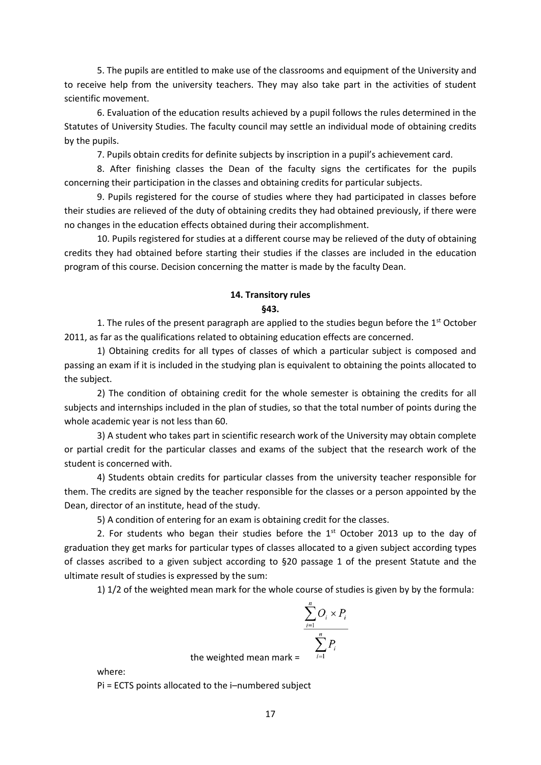5. The pupils are entitled to make use of the classrooms and equipment of the University and to receive help from the university teachers. They may also take part in the activities of student scientific movement.

6. Evaluation of the education results achieved by a pupil follows the rules determined in the Statutes of University Studies. The faculty council may settle an individual mode of obtaining credits by the pupils.

7. Pupils obtain credits for definite subjects by inscription in a pupil's achievement card.

8. After finishing classes the Dean of the faculty signs the certificates for the pupils concerning their participation in the classes and obtaining credits for particular subjects.

9. Pupils registered for the course of studies where they had participated in classes before their studies are relieved of the duty of obtaining credits they had obtained previously, if there were no changes in the education effects obtained during their accomplishment.

10. Pupils registered for studies at a different course may be relieved of the duty of obtaining credits they had obtained before starting their studies if the classes are included in the education program of this course. Decision concerning the matter is made by the faculty Dean.

## 14. Transitory rules

### §43.

1. The rules of the present paragraph are applied to the studies begun before the 1st October 2011, as far as the qualifications related to obtaining education effects are concerned.

1) Obtaining credits for all types of classes of which a particular subject is composed and passing an exam if it is included in the studying plan is equivalent to obtaining the points allocated to the subject.

2) The condition of obtaining credit for the whole semester is obtaining the credits for all subjects and internships included in the plan of studies, so that the total number of points during the whole academic year is not less than 60.

3) A student who takes part in scientific research work of the University may obtain complete or partial credit for the particular classes and exams of the subject that the research work of the student is concerned with.

4) Students obtain credits for particular classes from the university teacher responsible for them. The credits are signed by the teacher responsible for the classes or a person appointed by the Dean, director of an institute, head of the study.

5) A condition of entering for an exam is obtaining credit for the classes.

2. For students who began their studies before the 1st October 2013 up to the day of graduation they get marks for particular types of classes allocated to a given subject according types of classes ascribed to a given subject according to §20 passage 1 of the present Statute and the ultimate result of studies is expressed by the sum:

1) 1/2 of the weighted mean mark for the whole course of studies is given by by the formula:

$$\text{the weighted mean mark} = \frac{\sum_{i=1}^{n} O_i \times P_i}{\sum_{i=1}^{n} P_i}$$

where:

Pi = ECTS points allocated to the i–numbered subject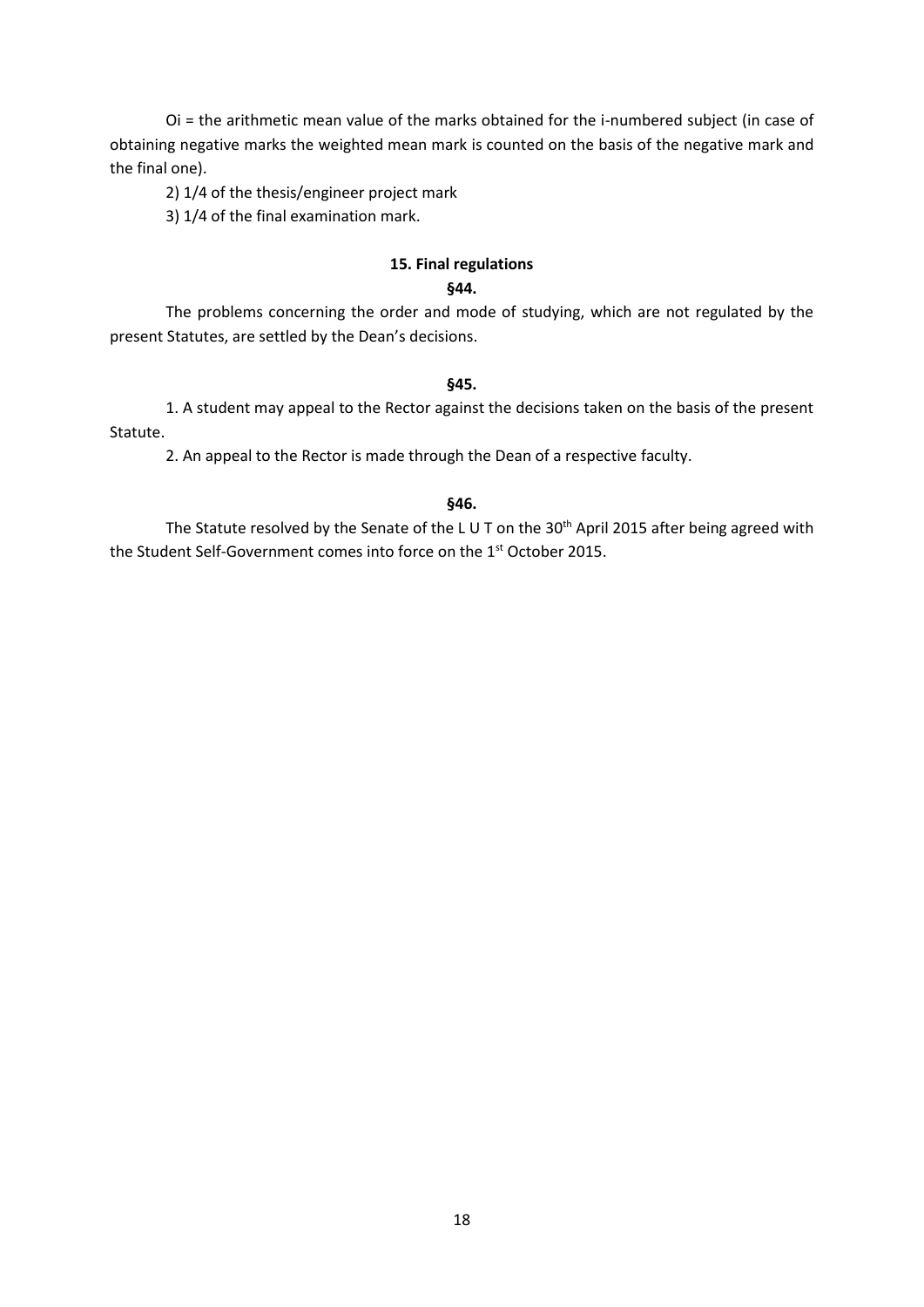$O_i$ = the arithmetic mean value of the marks obtained for the i-numbered subject (in case of obtaining negative marks the weighted mean mark is counted on the basis of the negative mark and the final one).

2) 1/4 of the thesis/engineer project mark

3) 1/4 of the final examination mark.

## 15. Final regulations

### §44.

The problems concerning the order and mode of studying, which are not regulated by the present Statutes, are settled by the Dean's decisions.

### §45.

1. A student may appeal to the Rector against the decisions taken on the basis of the present Statute.
2. An appeal to the Rector is made through the Dean of a respective faculty.

### §46.

The Statute resolved by the Senate of the L U T on the 30th April 2015 after being agreed with the Student Self-Government comes into force on the 1st October 2015.